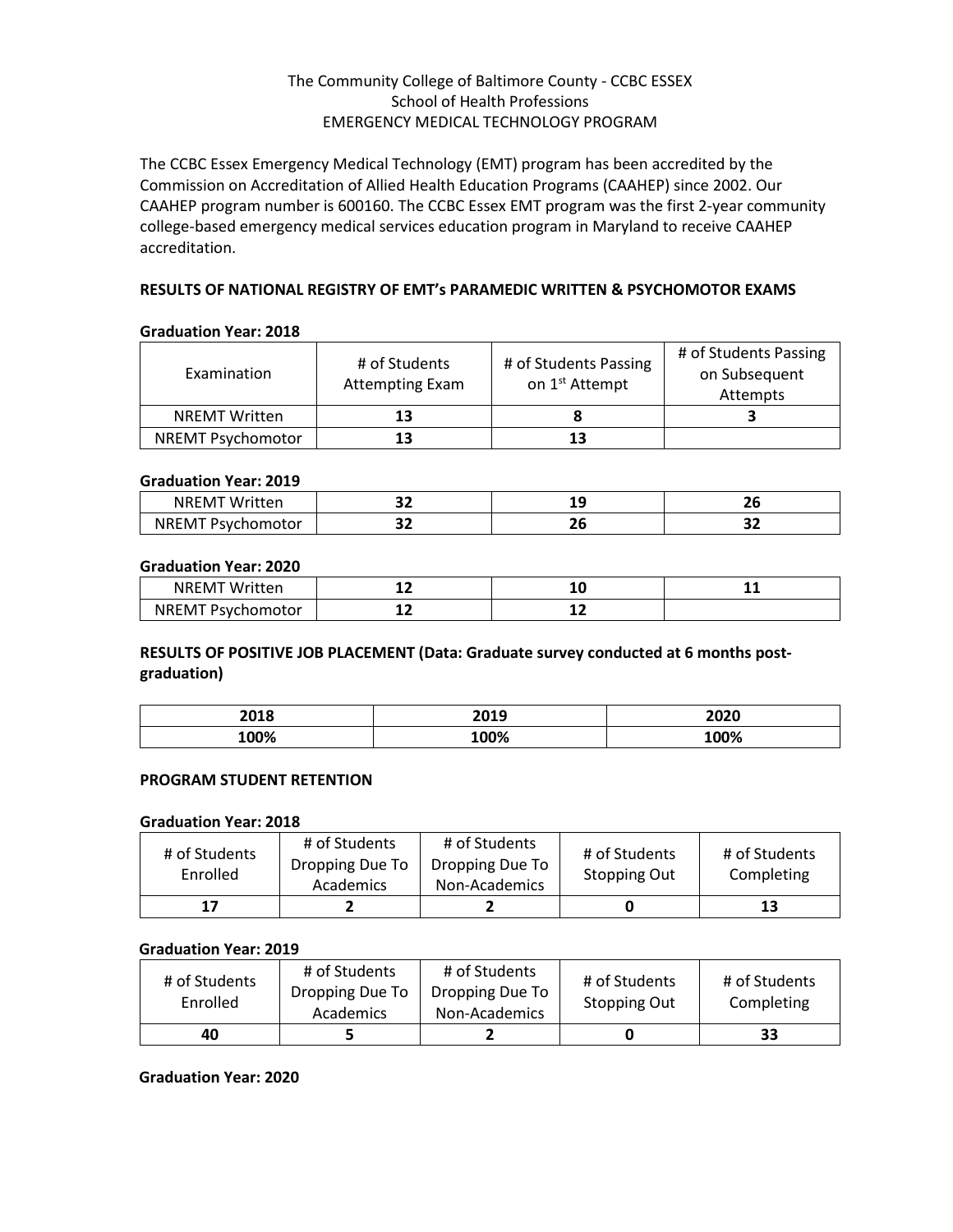The Community College of Baltimore County - CCBC ESSEX
School of Health Professions
EMERGENCY MEDICAL TECHNOLOGY PROGRAM

The CCBC Essex Emergency Medical Technology (EMT) program has been accredited by the Commission on Accreditation of Allied Health Education Programs (CAAHEP) since 2002. Our CAAHEP program number is 600160. The CCBC Essex EMT program was the first 2-year community college-based emergency medical services education program in Maryland to receive CAAHEP accreditation.

**RESULTS OF NATIONAL REGISTRY OF EMT's PARAMEDIC WRITTEN & PSYCHOMOTOR EXAMS**

**Graduation Year: 2018**

| Examination | # of Students Attempting Exam | # of Students Passing on 1st Attempt | # of Students Passing on Subsequent Attempts |
|---|---|---|---|
| NREMT Written | **13** | **8** | **3** |
| NREMT Psychomotor | **13** | **13** | |

**Graduation Year: 2019**

| | | | |
|---|---|---|---|
| NREMT Written | **32** | **19** | **26** |
| NREMT Psychomotor | **32** | **26** | **32** |

**Graduation Year: 2020**

| | | | |
|---|---|---|---|
| NREMT Written | **12** | **10** | **11** |
| NREMT Psychomotor | **12** | **12** | |

**RESULTS OF POSITIVE JOB PLACEMENT (Data: Graduate survey conducted at 6 months post-graduation)**

| 2018 | 2019 | 2020 |
|---|---|---|
| **100%** | **100%** | **100%** |

**PROGRAM STUDENT RETENTION**

**Graduation Year: 2018**

| # of Students Enrolled | # of Students Dropping Due To Academics | # of Students Dropping Due To Non-Academics | # of Students Stopping Out | # of Students Completing |
|---|---|---|---|---|
| **17** | **2** | **2** | **0** | **13** |

**Graduation Year: 2019**

| # of Students Enrolled | # of Students Dropping Due To Academics | # of Students Dropping Due To Non-Academics | # of Students Stopping Out | # of Students Completing |
|---|---|---|---|---|
| **40** | **5** | **2** | **0** | **33** |

**Graduation Year: 2020**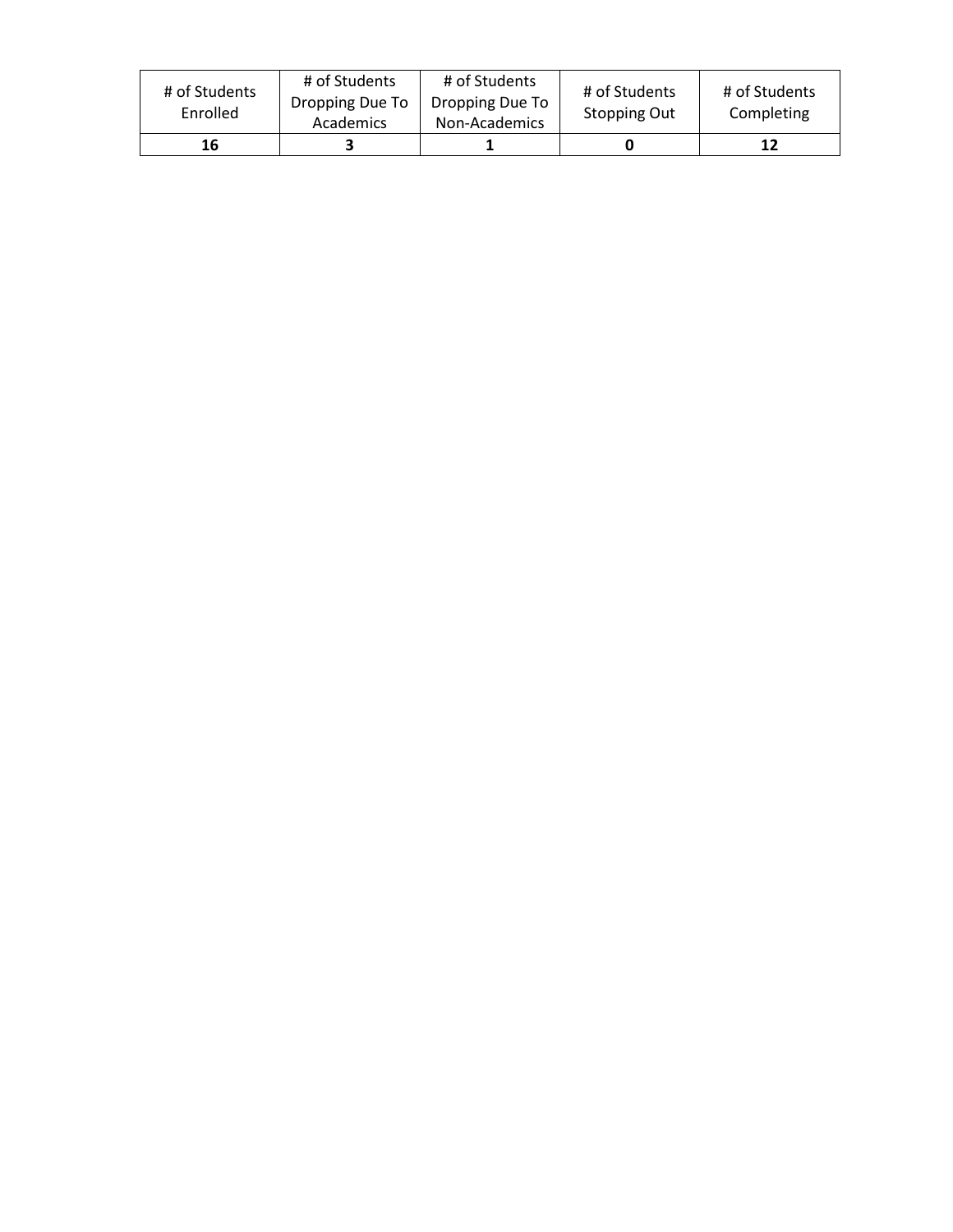| # of Students Enrolled | # of Students Dropping Due To Academics | # of Students Dropping Due To Non-Academics | # of Students Stopping Out | # of Students Completing |
|---|---|---|---|---|
| **16** | **3** | **1** | **0** | **12** |